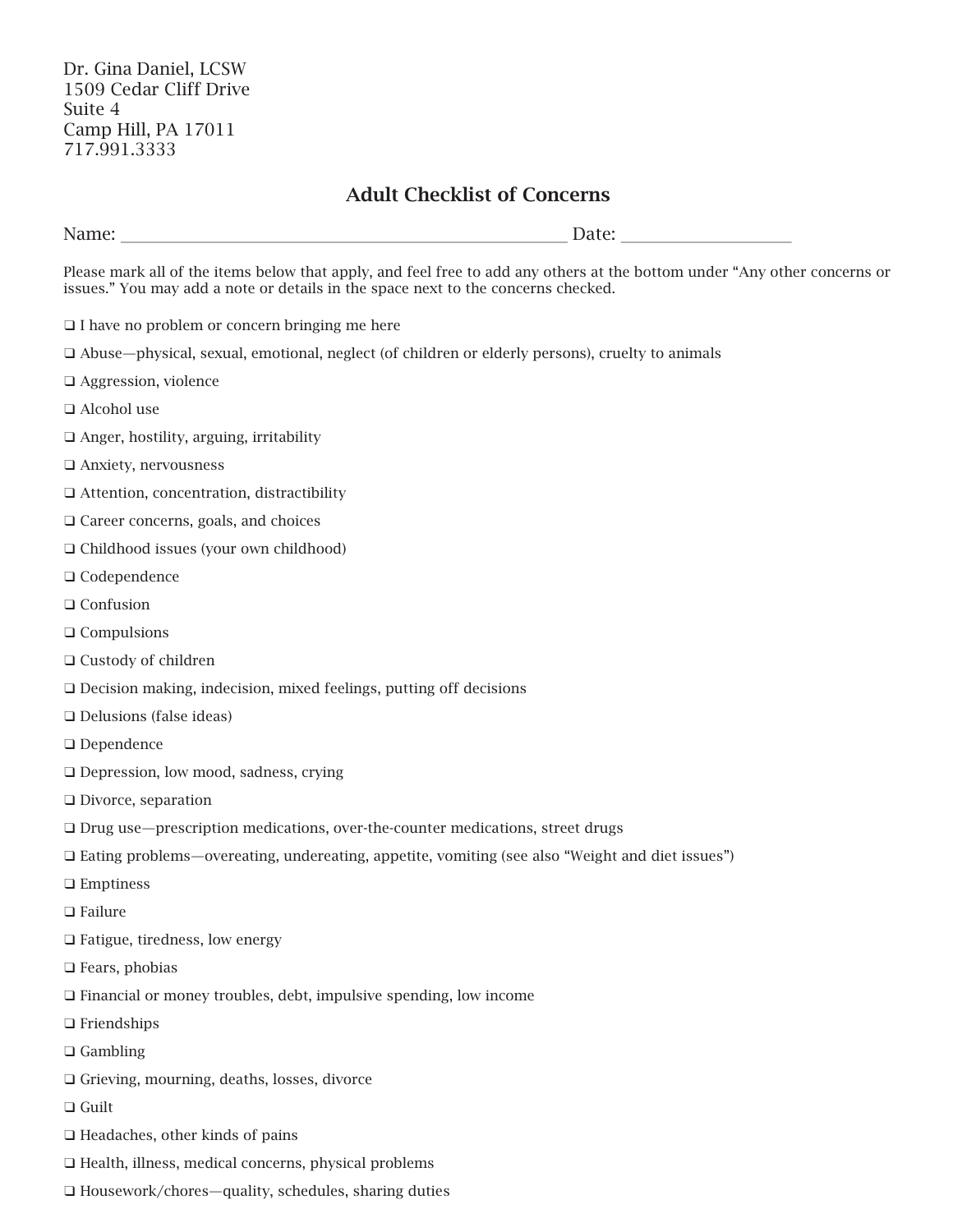Dr. Gina Daniel, LCSW
1509 Cedar Cliff Drive
Suite 4
Camp Hill, PA 17011
717.991.3333

## Adult Checklist of Concerns

Name: ________________________________________________ Date: ___________________

Please mark all of the items below that apply, and feel free to add any others at the bottom under "Any other concerns or issues." You may add a note or details in the space next to the concerns checked.

❑ I have no problem or concern bringing me here

❑ Abuse—physical, sexual, emotional, neglect (of children or elderly persons), cruelty to animals

❑ Aggression, violence

❑ Alcohol use

❑ Anger, hostility, arguing, irritability

❑ Anxiety, nervousness

❑ Attention, concentration, distractibility

❑ Career concerns, goals, and choices

❑ Childhood issues (your own childhood)

❑ Codependence

❑ Confusion

❑ Compulsions

❑ Custody of children

❑ Decision making, indecision, mixed feelings, putting off decisions

❑ Delusions (false ideas)

❑ Dependence

❑ Depression, low mood, sadness, crying

❑ Divorce, separation

❑ Drug use—prescription medications, over-the-counter medications, street drugs

❑ Eating problems—overeating, undereating, appetite, vomiting (see also "Weight and diet issues")

❑ Emptiness

❑ Failure

❑ Fatigue, tiredness, low energy

❑ Fears, phobias

❑ Financial or money troubles, debt, impulsive spending, low income

❑ Friendships

❑ Gambling

❑ Grieving, mourning, deaths, losses, divorce

❑ Guilt

❑ Headaches, other kinds of pains

❑ Health, illness, medical concerns, physical problems

❑ Housework/chores—quality, schedules, sharing duties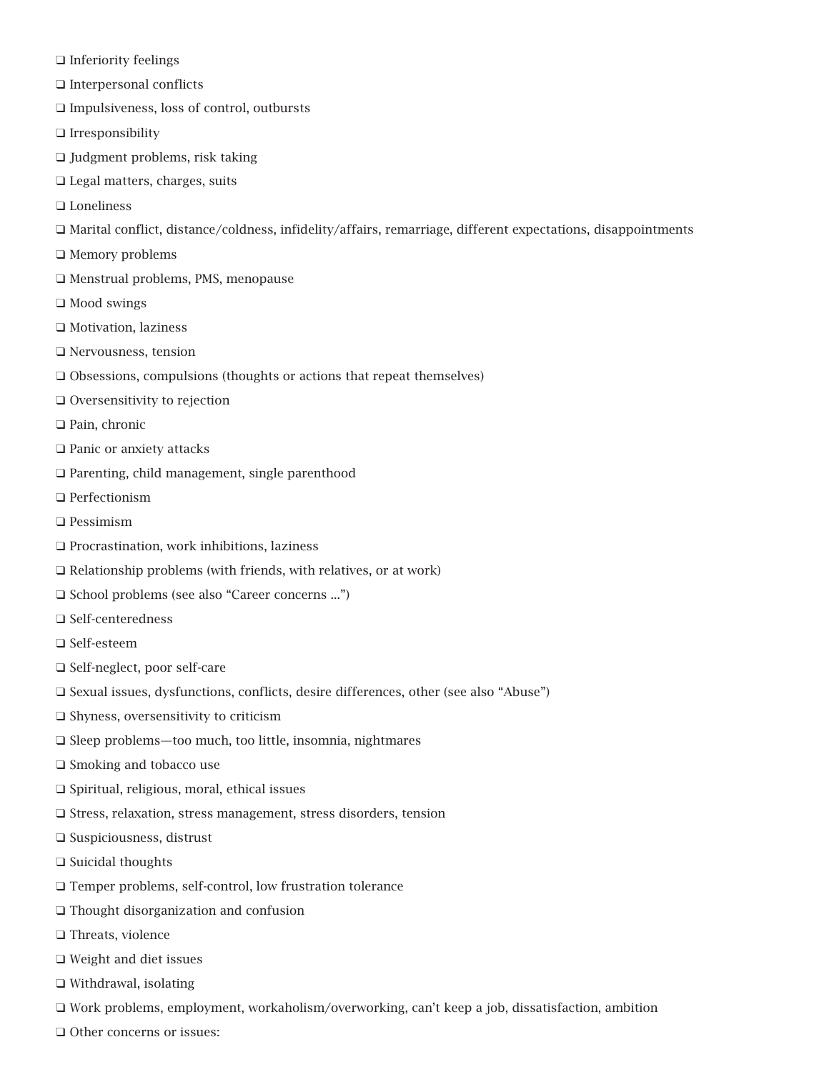- ❑ Inferiority feelings
- ❑ Interpersonal conflicts
- ❑ Impulsiveness, loss of control, outbursts
- ❑ Irresponsibility
- ❑ Judgment problems, risk taking
- ❑ Legal matters, charges, suits
- ❑ Loneliness
- ❑ Marital conflict, distance/coldness, infidelity/affairs, remarriage, different expectations, disappointments
- ❑ Memory problems
- ❑ Menstrual problems, PMS, menopause
- ❑ Mood swings
- ❑ Motivation, laziness
- ❑ Nervousness, tension
- ❑ Obsessions, compulsions (thoughts or actions that repeat themselves)
- ❑ Oversensitivity to rejection
- ❑ Pain, chronic
- ❑ Panic or anxiety attacks
- ❑ Parenting, child management, single parenthood
- ❑ Perfectionism
- ❑ Pessimism
- ❑ Procrastination, work inhibitions, laziness
- ❑ Relationship problems (with friends, with relatives, or at work)
- ❑ School problems (see also "Career concerns ...")
- ❑ Self-centeredness
- ❑ Self-esteem
- ❑ Self-neglect, poor self-care
- ❑ Sexual issues, dysfunctions, conflicts, desire differences, other (see also "Abuse")
- ❑ Shyness, oversensitivity to criticism
- ❑ Sleep problems—too much, too little, insomnia, nightmares
- ❑ Smoking and tobacco use
- ❑ Spiritual, religious, moral, ethical issues
- ❑ Stress, relaxation, stress management, stress disorders, tension
- ❑ Suspiciousness, distrust
- ❑ Suicidal thoughts
- ❑ Temper problems, self-control, low frustration tolerance
- ❑ Thought disorganization and confusion
- ❑ Threats, violence
- ❑ Weight and diet issues
- ❑ Withdrawal, isolating
- ❑ Work problems, employment, workaholism/overworking, can't keep a job, dissatisfaction, ambition
- ❑ Other concerns or issues: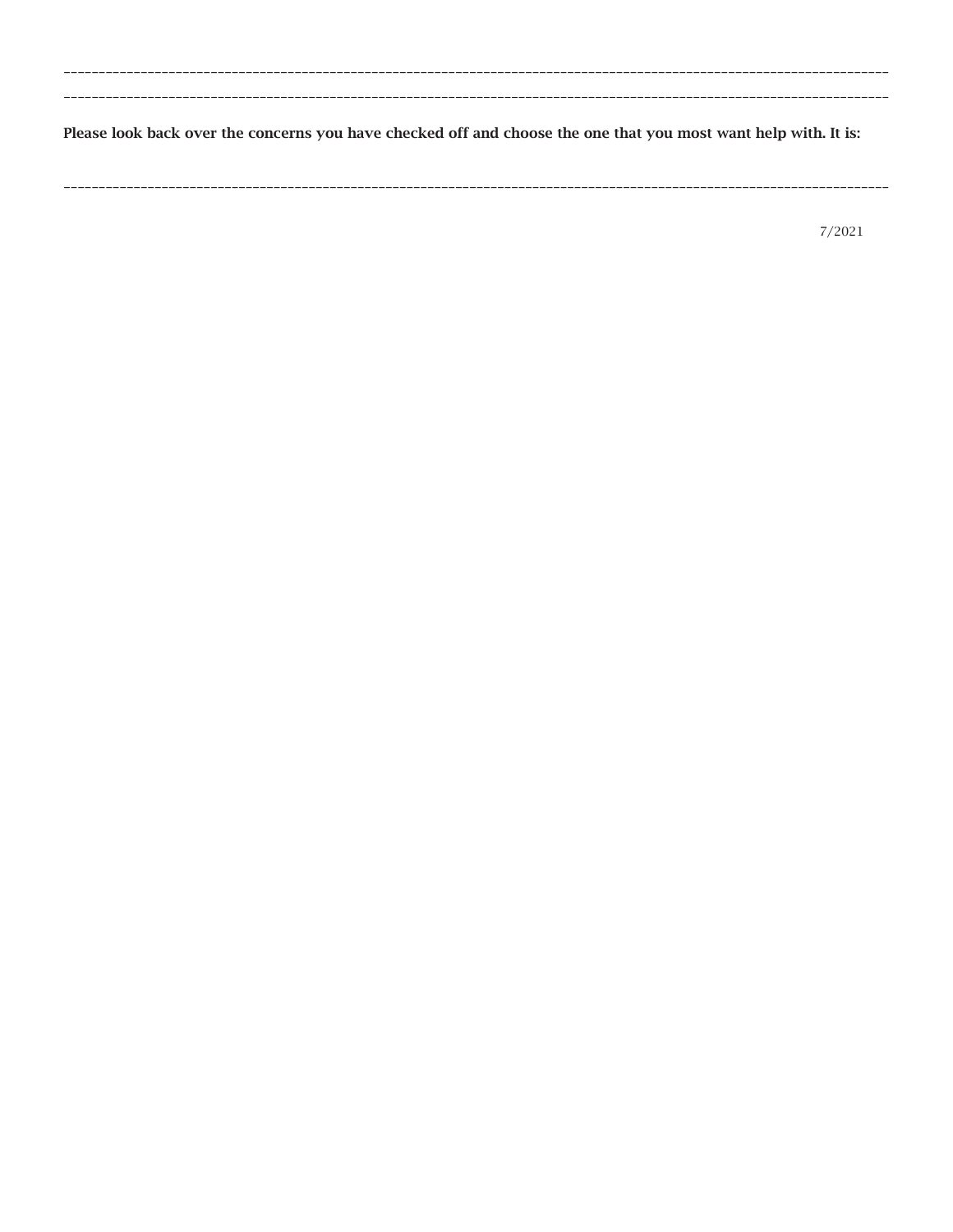\_\_\_\_\_\_\_\_\_\_\_\_\_\_\_\_\_\_\_\_\_\_\_\_\_\_\_\_\_\_\_\_\_\_\_\_\_\_\_\_\_\_\_\_\_\_\_\_\_\_\_\_\_\_\_\_\_\_\_\_\_\_\_\_\_\_\_\_\_\_\_\_\_\_\_\_\_\_\_\_\_\_\_\_\_\_\_\_\_\_\_\_

\_\_\_\_\_\_\_\_\_\_\_\_\_\_\_\_\_\_\_\_\_\_\_\_\_\_\_\_\_\_\_\_\_\_\_\_\_\_\_\_\_\_\_\_\_\_\_\_\_\_\_\_\_\_\_\_\_\_\_\_\_\_\_\_\_\_\_\_\_\_\_\_\_\_\_\_\_\_\_\_\_\_\_\_\_\_\_\_\_\_\_\_\_\_

**Please look back over the concerns you have checked off and choose the one that you most want help with. It is:**

\_\_\_\_\_\_\_\_\_\_\_\_\_\_\_\_\_\_\_\_\_\_\_\_\_\_\_\_\_\_\_\_\_\_\_\_\_\_\_\_\_\_\_\_\_\_\_\_\_\_\_\_\_\_\_\_\_\_\_\_\_\_\_\_\_\_\_\_\_\_\_\_\_\_\_\_\_\_\_\_\_\_\_\_\_\_\_\_\_\_\_\_\_\_

7/2021